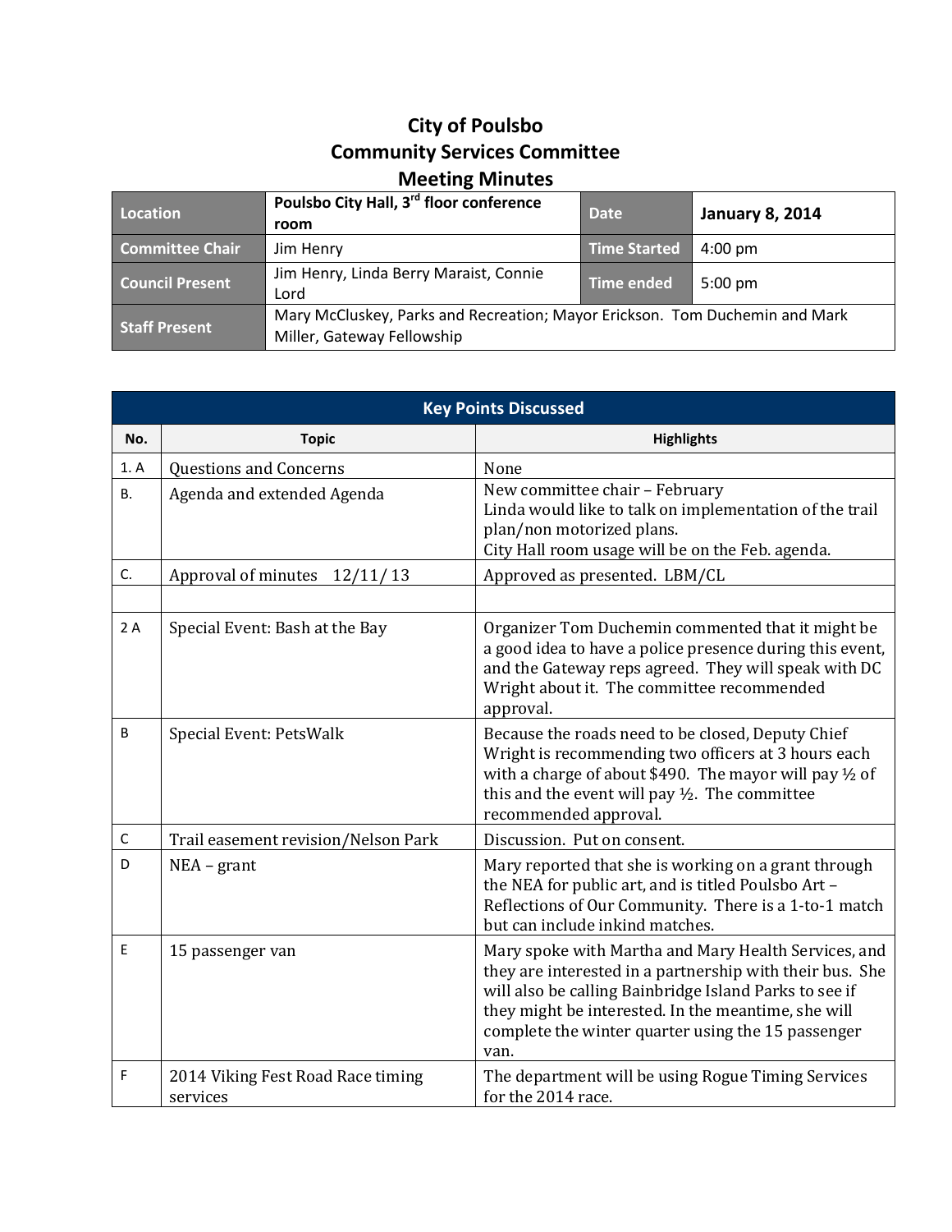# City of Poulsbo
## Community Services Committee
## Meeting Minutes

| Location | Poulsbo City Hall, 3rd floor conference room | Date | January 8, 2014 |
|---|---|---|---|
| Committee Chair | Jim Henry | Time Started | 4:00 pm |
| Council Present | Jim Henry, Linda Berry Maraist, Connie Lord | Time ended | 5:00 pm |
| Staff Present | Mary McCluskey, Parks and Recreation; Mayor Erickson. Tom Duchemin and Mark Miller, Gateway Fellowship | | |

## Key Points Discussed

| No. | Topic | Highlights |
|---|---|---|
| 1. A | Questions and Concerns | None |
| B. | Agenda and extended Agenda | New committee chair – February<br>Linda would like to talk on implementation of the trail plan/non motorized plans.<br>City Hall room usage will be on the Feb. agenda. |
| C. | Approval of minutes 12/11/13 | Approved as presented. LBM/CL |
| | | |
| 2 A | Special Event: Bash at the Bay | Organizer Tom Duchemin commented that it might be a good idea to have a police presence during this event, and the Gateway reps agreed. They will speak with DC Wright about it. The committee recommended approval. |
| B | Special Event: PetsWalk | Because the roads need to be closed, Deputy Chief Wright is recommending two officers at 3 hours each with a charge of about $490. The mayor will pay ½ of this and the event will pay ½. The committee recommended approval. |
| C | Trail easement revision/Nelson Park | Discussion. Put on consent. |
| D | NEA – grant | Mary reported that she is working on a grant through the NEA for public art, and is titled Poulsbo Art – Reflections of Our Community. There is a 1-to-1 match but can include inkind matches. |
| E | 15 passenger van | Mary spoke with Martha and Mary Health Services, and they are interested in a partnership with their bus. She will also be calling Bainbridge Island Parks to see if they might be interested. In the meantime, she will complete the winter quarter using the 15 passenger van. |
| F | 2014 Viking Fest Road Race timing services | The department will be using Rogue Timing Services for the 2014 race. |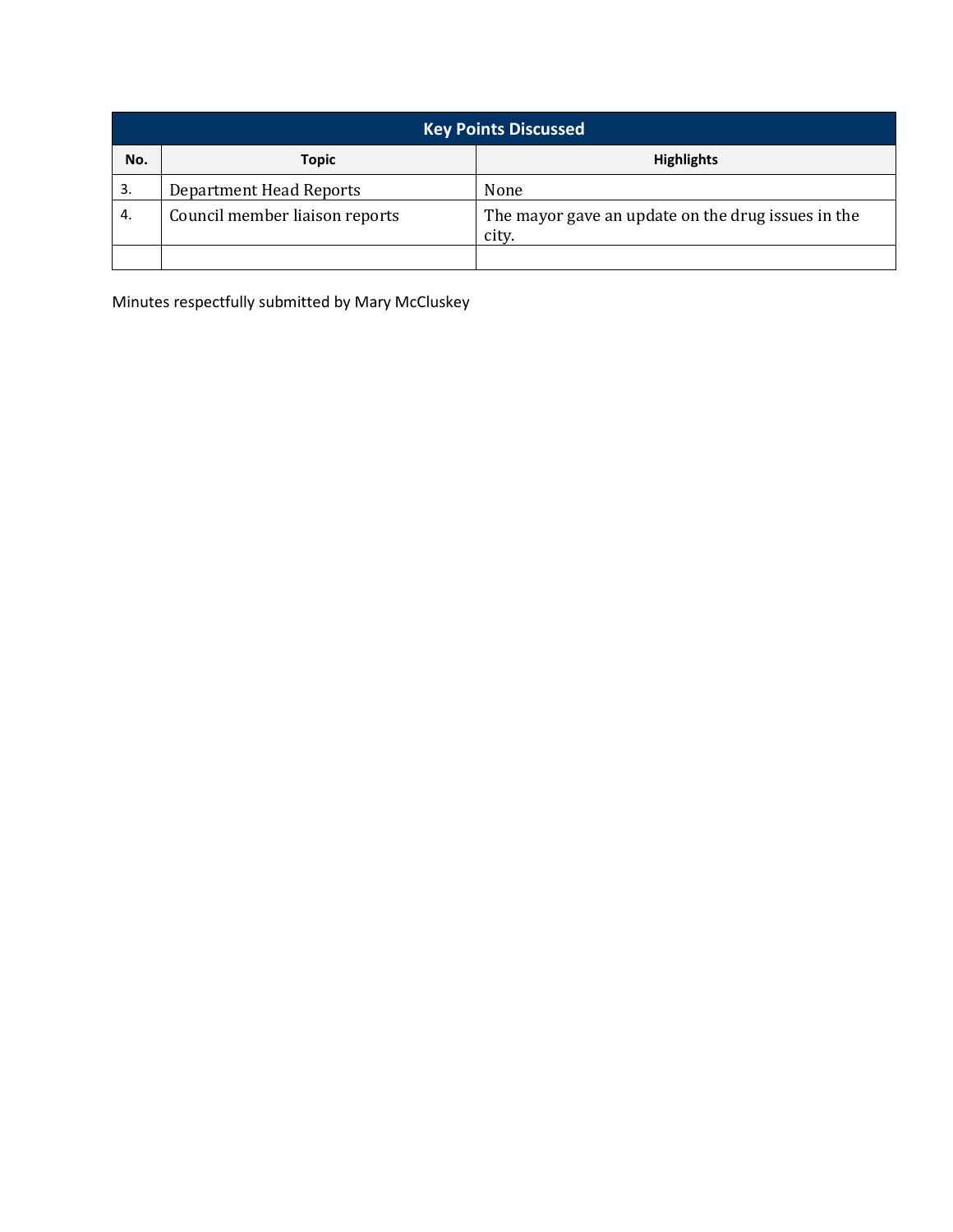| Key Points Discussed | | |
|---|---|---|
| **No.** | **Topic** | **Highlights** |
| 3. | Department Head Reports | None |
| 4. | Council member liaison reports | The mayor gave an update on the drug issues in the city. |
| | | |

Minutes respectfully submitted by Mary McCluskey